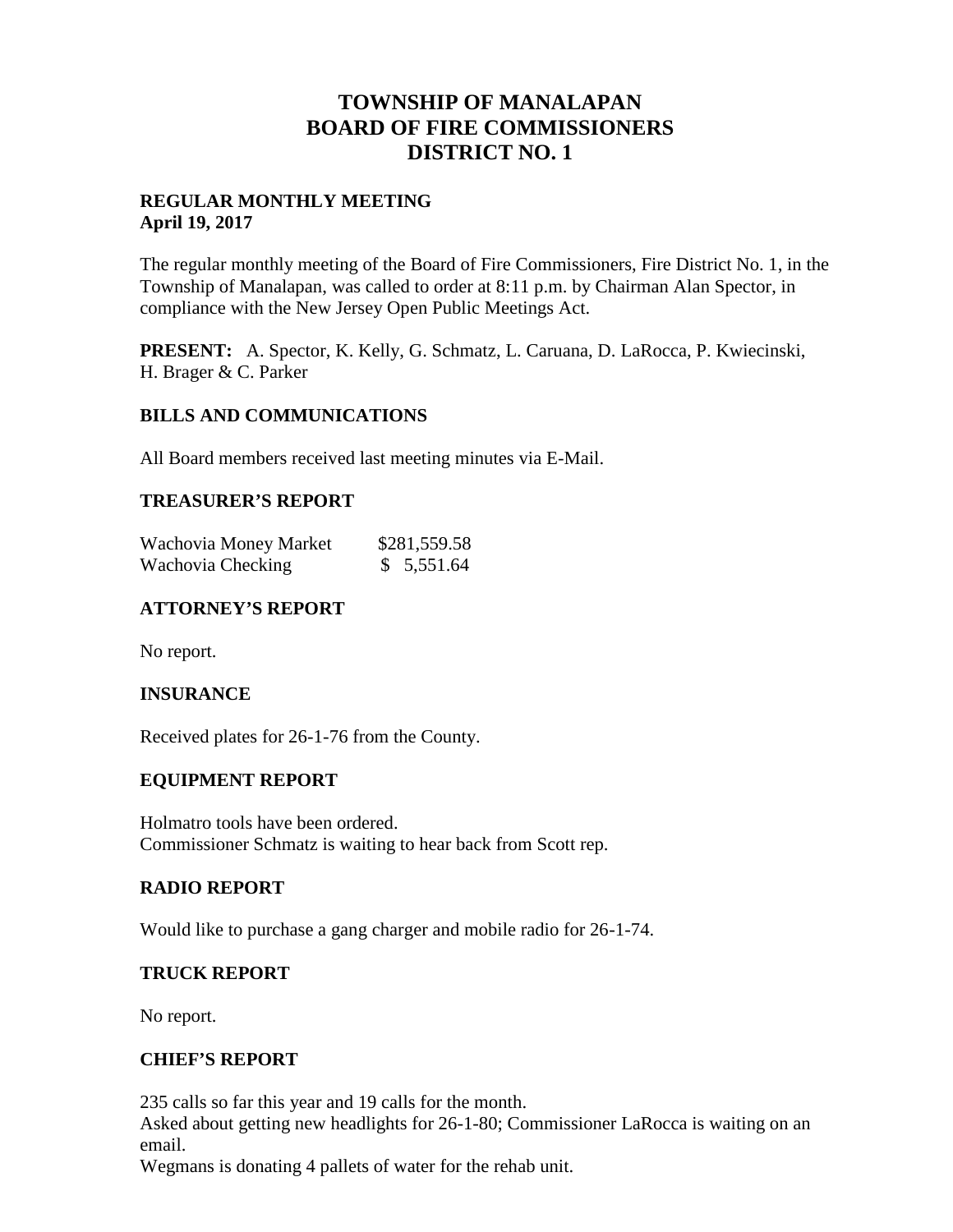# TOWNSHIP OF MANALAPAN
# BOARD OF FIRE COMMISSIONERS
# DISTRICT NO. 1

**REGULAR MONTHLY MEETING**
**April 19, 2017**

The regular monthly meeting of the Board of Fire Commissioners, Fire District No. 1, in the Township of Manalapan, was called to order at 8:11 p.m. by Chairman Alan Spector, in compliance with the New Jersey Open Public Meetings Act.

**PRESENT:** A. Spector, K. Kelly, G. Schmatz, L. Caruana, D. LaRocca, P. Kwiecinski, H. Brager & C. Parker

## BILLS AND COMMUNICATIONS

All Board members received last meeting minutes via E-Mail.

## TREASURER'S REPORT

| | |
|---|---|
| Wachovia Money Market | $281,559.58 |
| Wachovia Checking | $ 5,551.64 |

## ATTORNEY'S REPORT

No report.

## INSURANCE

Received plates for 26-1-76 from the County.

## EQUIPMENT REPORT

Holmatro tools have been ordered.
Commissioner Schmatz is waiting to hear back from Scott rep.

## RADIO REPORT

Would like to purchase a gang charger and mobile radio for 26-1-74.

## TRUCK REPORT

No report.

## CHIEF'S REPORT

235 calls so far this year and 19 calls for the month.
Asked about getting new headlights for 26-1-80; Commissioner LaRocca is waiting on an email.
Wegmans is donating 4 pallets of water for the rehab unit.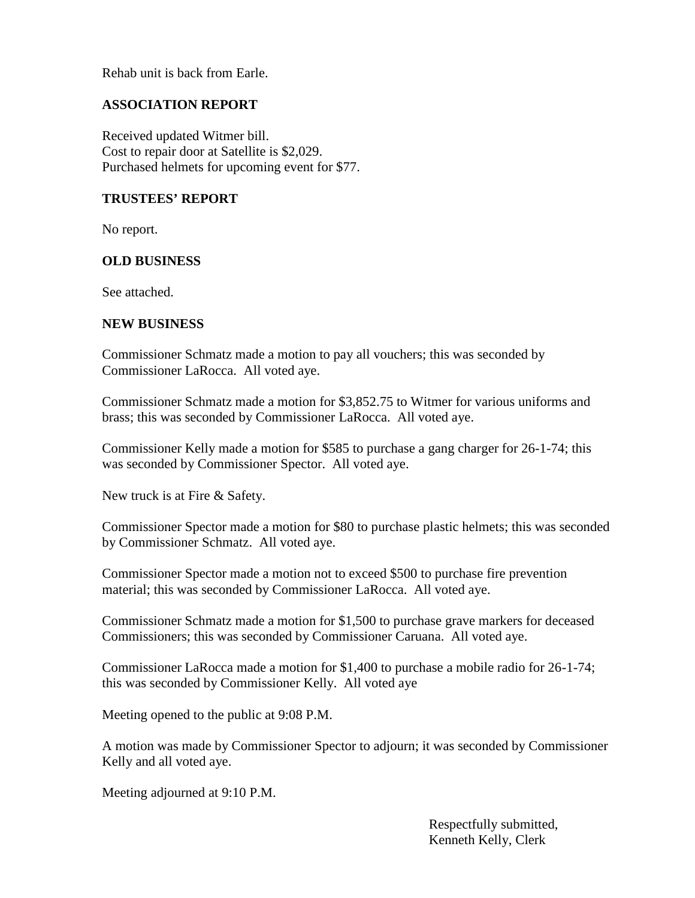Rehab unit is back from Earle.

## ASSOCIATION REPORT

Received updated Witmer bill.
Cost to repair door at Satellite is $2,029.
Purchased helmets for upcoming event for $77.

## TRUSTEES' REPORT

No report.

## OLD BUSINESS

See attached.

## NEW BUSINESS

Commissioner Schmatz made a motion to pay all vouchers; this was seconded by Commissioner LaRocca. All voted aye.

Commissioner Schmatz made a motion for $3,852.75 to Witmer for various uniforms and brass; this was seconded by Commissioner LaRocca. All voted aye.

Commissioner Kelly made a motion for $585 to purchase a gang charger for 26-1-74; this was seconded by Commissioner Spector. All voted aye.

New truck is at Fire & Safety.

Commissioner Spector made a motion for $80 to purchase plastic helmets; this was seconded by Commissioner Schmatz. All voted aye.

Commissioner Spector made a motion not to exceed $500 to purchase fire prevention material; this was seconded by Commissioner LaRocca. All voted aye.

Commissioner Schmatz made a motion for $1,500 to purchase grave markers for deceased Commissioners; this was seconded by Commissioner Caruana. All voted aye.

Commissioner LaRocca made a motion for $1,400 to purchase a mobile radio for 26-1-74; this was seconded by Commissioner Kelly. All voted aye

Meeting opened to the public at 9:08 P.M.

A motion was made by Commissioner Spector to adjourn; it was seconded by Commissioner Kelly and all voted aye.

Meeting adjourned at 9:10 P.M.

Respectfully submitted,
Kenneth Kelly, Clerk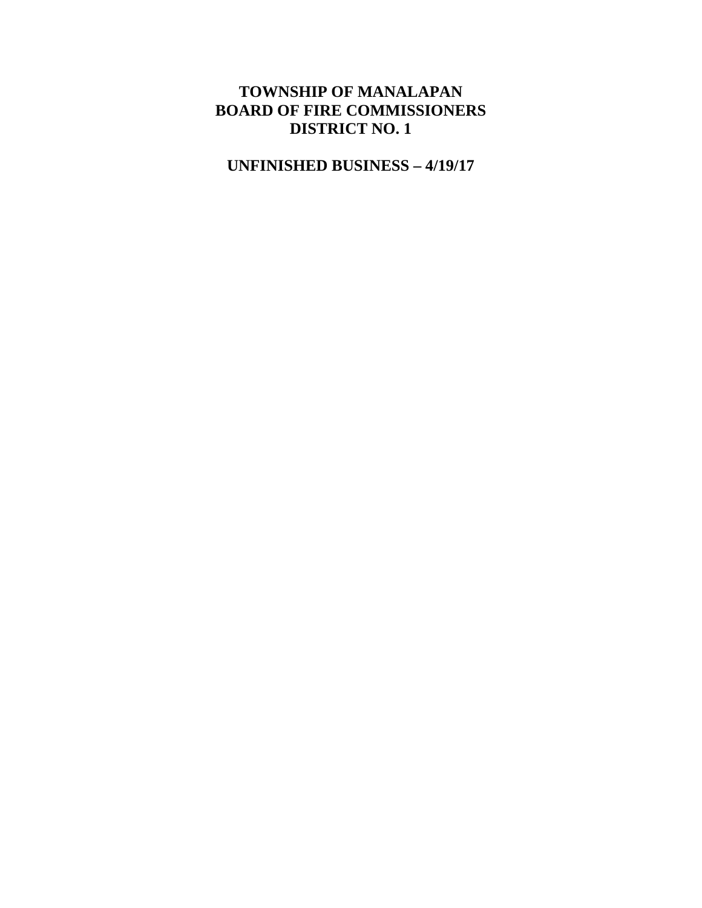# TOWNSHIP OF MANALAPAN
# BOARD OF FIRE COMMISSIONERS
# DISTRICT NO. 1

## UNFINISHED BUSINESS – 4/19/17